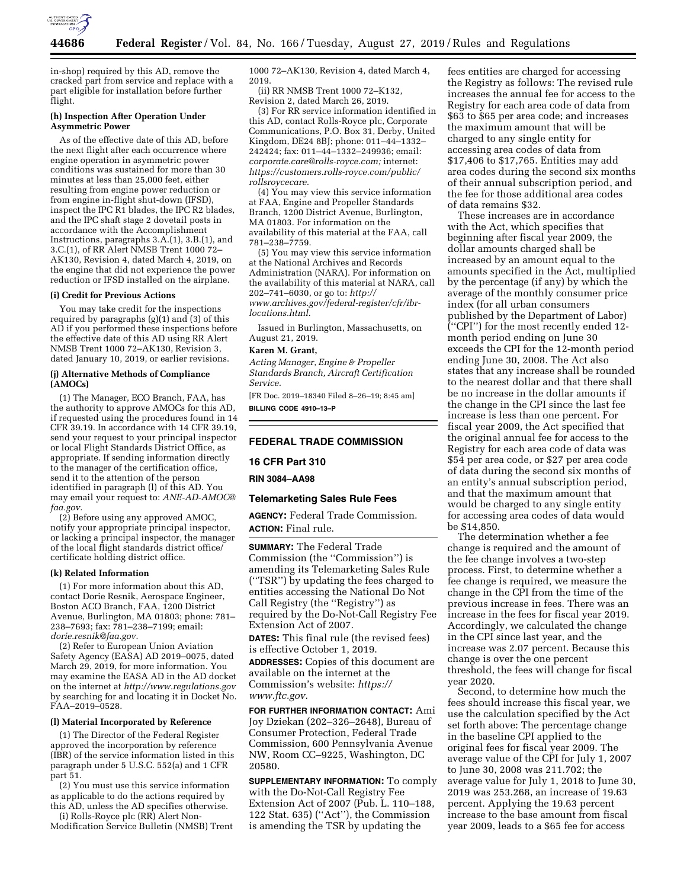in-shop) required by this AD, remove the cracked part from service and replace with a part eligible for installation before further flight.

#### (h) Inspection After Operation Under Asymmetric Power

As of the effective date of this AD, before the next flight after each occurrence where engine operation in asymmetric power conditions was sustained for more than 30 minutes at less than 25,000 feet, either resulting from engine power reduction or from engine in-flight shut-down (IFSD), inspect the IPC R1 blades, the IPC R2 blades, and the IPC shaft stage 2 dovetail posts in accordance with the Accomplishment Instructions, paragraphs 3.A.(1), 3.B.(1), and 3.C.(1), of RR Alert NMSB Trent 1000 72–AK130, Revision 4, dated March 4, 2019, on the engine that did not experience the power reduction or IFSD installed on the airplane.

#### (i) Credit for Previous Actions

You may take credit for the inspections required by paragraphs (g)(1) and (3) of this AD if you performed these inspections before the effective date of this AD using RR Alert NMSB Trent 1000 72–AK130, Revision 3, dated January 10, 2019, or earlier revisions.

#### (j) Alternative Methods of Compliance (AMOCs)

(1) The Manager, ECO Branch, FAA, has the authority to approve AMOCs for this AD, if requested using the procedures found in 14 CFR 39.19. In accordance with 14 CFR 39.19, send your request to your principal inspector or local Flight Standards District Office, as appropriate. If sending information directly to the manager of the certification office, send it to the attention of the person identified in paragraph (l) of this AD. You may email your request to: *ANE-AD-AMOC@faa.gov.*

(2) Before using any approved AMOC, notify your appropriate principal inspector, or lacking a principal inspector, the manager of the local flight standards district office/certificate holding district office.

#### (k) Related Information

(1) For more information about this AD, contact Dorie Resnik, Aerospace Engineer, Boston ACO Branch, FAA, 1200 District Avenue, Burlington, MA 01803; phone: 781–238–7693; fax: 781–238–7199; email: *dorie.resnik@faa.gov.*

(2) Refer to European Union Aviation Safety Agency (EASA) AD 2019–0075, dated March 29, 2019, for more information. You may examine the EASA AD in the AD docket on the internet at *http://www.regulations.gov* by searching for and locating it in Docket No. FAA–2019–0528.

#### (l) Material Incorporated by Reference

(1) The Director of the Federal Register approved the incorporation by reference (IBR) of the service information listed in this paragraph under 5 U.S.C. 552(a) and 1 CFR part 51.

(2) You must use this service information as applicable to do the actions required by this AD, unless the AD specifies otherwise.

(i) Rolls-Royce plc (RR) Alert Non-Modification Service Bulletin (NMSB) Trent 1000 72–AK130, Revision 4, dated March 4, 2019.

(ii) RR NMSB Trent 1000 72–K132, Revision 2, dated March 26, 2019.

(3) For RR service information identified in this AD, contact Rolls-Royce plc, Corporate Communications, P.O. Box 31, Derby, United Kingdom, DE24 8BJ; phone: 011–44–1332–242424; fax: 011–44–1332–249936; email: *corporate.care@rolls-royce.com;* internet: *https://customers.rolls-royce.com/public/rollsroycecare.*

(4) You may view this service information at FAA, Engine and Propeller Standards Branch, 1200 District Avenue, Burlington, MA 01803. For information on the availability of this material at the FAA, call 781–238–7759.

(5) You may view this service information at the National Archives and Records Administration (NARA). For information on the availability of this material at NARA, call 202–741–6030, or go to: *http://www.archives.gov/federal-register/cfr/ibr-locations.html.*

Issued in Burlington, Massachusetts, on August 21, 2019.

**Karen M. Grant,**

*Acting Manager, Engine & Propeller Standards Branch, Aircraft Certification Service.*

[FR Doc. 2019–18340 Filed 8–26–19; 8:45 am]

**BILLING CODE 4910–13–P**

---

## FEDERAL TRADE COMMISSION

## 16 CFR Part 310

## RIN 3084–AA98

## Telemarketing Sales Rule Fees

**AGENCY:** Federal Trade Commission.

**ACTION:** Final rule.

**SUMMARY:** The Federal Trade Commission (the ''Commission'') is amending its Telemarketing Sales Rule (''TSR'') by updating the fees charged to entities accessing the National Do Not Call Registry (the ''Registry'') as required by the Do-Not-Call Registry Fee Extension Act of 2007.

**DATES:** This final rule (the revised fees) is effective October 1, 2019.

**ADDRESSES:** Copies of this document are available on the internet at the Commission's website: *https://www.ftc.gov.*

**FOR FURTHER INFORMATION CONTACT:** Ami Joy Dziekan (202–326–2648), Bureau of Consumer Protection, Federal Trade Commission, 600 Pennsylvania Avenue NW, Room CC–9225, Washington, DC 20580.

**SUPPLEMENTARY INFORMATION:** To comply with the Do-Not-Call Registry Fee Extension Act of 2007 (Pub. L. 110–188, 122 Stat. 635) (''Act''), the Commission is amending the TSR by updating the fees entities are charged for accessing the Registry as follows: The revised rule increases the annual fee for access to the Registry for each area code of data from $63 to $65 per area code; and increases the maximum amount that will be charged to any single entity for accessing area codes of data from $17,406 to $17,765. Entities may add area codes during the second six months of their annual subscription period, and the fee for those additional area codes of data remains $32.

These increases are in accordance with the Act, which specifies that beginning after fiscal year 2009, the dollar amounts charged shall be increased by an amount equal to the amounts specified in the Act, multiplied by the percentage (if any) by which the average of the monthly consumer price index (for all urban consumers published by the Department of Labor) (''CPI'') for the most recently ended 12-month period ending on June 30 exceeds the CPI for the 12-month period ending June 30, 2008. The Act also states that any increase shall be rounded to the nearest dollar and that there shall be no increase in the dollar amounts if the change in the CPI since the last fee increase is less than one percent. For fiscal year 2009, the Act specified that the original annual fee for access to the Registry for each area code of data was $54 per area code, or $27 per area code of data during the second six months of an entity's annual subscription period, and that the maximum amount that would be charged to any single entity for accessing area codes of data would be $14,850.

The determination whether a fee change is required and the amount of the fee change involves a two-step process. First, to determine whether a fee change is required, we measure the change in the CPI from the time of the previous increase in fees. There was an increase in the fees for fiscal year 2019. Accordingly, we calculated the change in the CPI since last year, and the increase was 2.07 percent. Because this change is over the one percent threshold, the fees will change for fiscal year 2020.

Second, to determine how much the fees should increase this fiscal year, we use the calculation specified by the Act set forth above: The percentage change in the baseline CPI applied to the original fees for fiscal year 2009. The average value of the CPI for July 1, 2007 to June 30, 2008 was 211.702; the average value for July 1, 2018 to June 30, 2019 was 253.268, an increase of 19.63 percent. Applying the 19.63 percent increase to the base amount from fiscal year 2009, leads to a $65 fee for access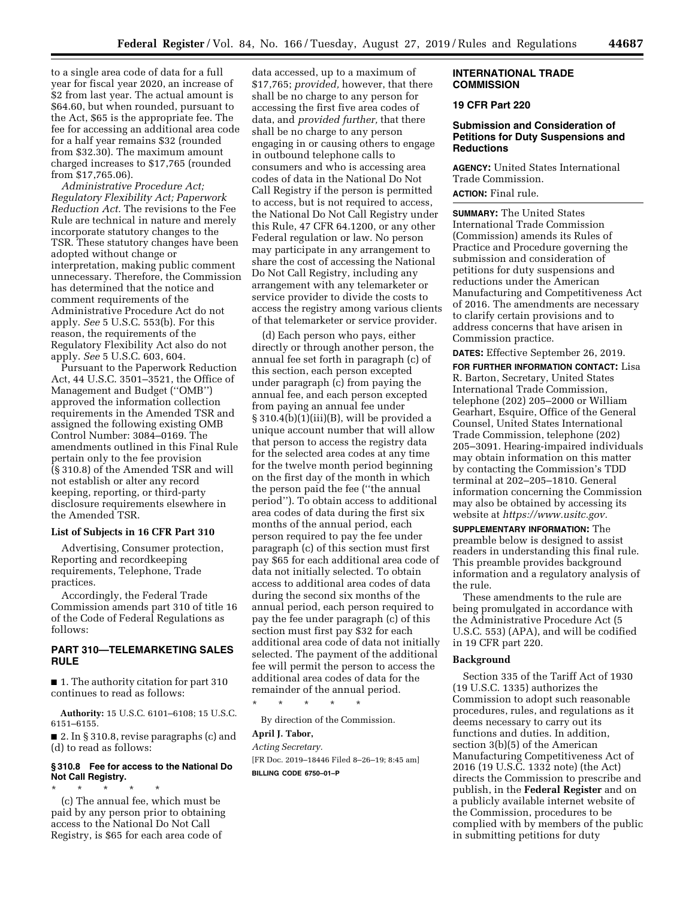to a single area code of data for a full year for fiscal year 2020, an increase of $2 from last year. The actual amount is $64.60, but when rounded, pursuant to the Act, $65 is the appropriate fee. The fee for accessing an additional area code for a half year remains $32 (rounded from $32.30). The maximum amount charged increases to $17,765 (rounded from $17,765.06).

*Administrative Procedure Act; Regulatory Flexibility Act; Paperwork Reduction Act.* The revisions to the Fee Rule are technical in nature and merely incorporate statutory changes to the TSR. These statutory changes have been adopted without change or interpretation, making public comment unnecessary. Therefore, the Commission has determined that the notice and comment requirements of the Administrative Procedure Act do not apply. *See* 5 U.S.C. 553(b). For this reason, the requirements of the Regulatory Flexibility Act also do not apply. *See* 5 U.S.C. 603, 604.

Pursuant to the Paperwork Reduction Act, 44 U.S.C. 3501–3521, the Office of Management and Budget (''OMB'') approved the information collection requirements in the Amended TSR and assigned the following existing OMB Control Number: 3084–0169. The amendments outlined in this Final Rule pertain only to the fee provision (§ 310.8) of the Amended TSR and will not establish or alter any record keeping, reporting, or third-party disclosure requirements elsewhere in the Amended TSR.

**List of Subjects in 16 CFR Part 310**

Advertising, Consumer protection, Reporting and recordkeeping requirements, Telephone, Trade practices.

Accordingly, the Federal Trade Commission amends part 310 of title 16 of the Code of Federal Regulations as follows:

## PART 310—TELEMARKETING SALES RULE

■ 1. The authority citation for part 310 continues to read as follows:

**Authority:** 15 U.S.C. 6101–6108; 15 U.S.C. 6151–6155.

■ 2. In § 310.8, revise paragraphs (c) and (d) to read as follows:

**§ 310.8 Fee for access to the National Do Not Call Registry.**

\* \* \* \* \*

(c) The annual fee, which must be paid by any person prior to obtaining access to the National Do Not Call Registry, is $65 for each area code of data accessed, up to a maximum of $17,765; *provided,* however, that there shall be no charge to any person for accessing the first five area codes of data, and *provided further,* that there shall be no charge to any person engaging in or causing others to engage in outbound telephone calls to consumers and who is accessing area codes of data in the National Do Not Call Registry if the person is permitted to access, but is not required to access, the National Do Not Call Registry under this Rule, 47 CFR 64.1200, or any other Federal regulation or law. No person may participate in any arrangement to share the cost of accessing the National Do Not Call Registry, including any arrangement with any telemarketer or service provider to divide the costs to access the registry among various clients of that telemarketer or service provider.

(d) Each person who pays, either directly or through another person, the annual fee set forth in paragraph (c) of this section, each person excepted under paragraph (c) from paying the annual fee, and each person excepted from paying an annual fee under § 310.4(b)(1)(iii)(B), will be provided a unique account number that will allow that person to access the registry data for the selected area codes at any time for the twelve month period beginning on the first day of the month in which the person paid the fee (''the annual period''). To obtain access to additional area codes of data during the first six months of the annual period, each person required to pay the fee under paragraph (c) of this section must first pay $65 for each additional area code of data not initially selected. To obtain access to additional area codes of data during the second six months of the annual period, each person required to pay the fee under paragraph (c) of this section must first pay $32 for each additional area code of data not initially selected. The payment of the additional fee will permit the person to access the additional area codes of data for the remainder of the annual period.

\* \* \* \* \*

By direction of the Commission.

**April J. Tabor,**

*Acting Secretary.*

[FR Doc. 2019–18446 Filed 8–26–19; 8:45 am]

**BILLING CODE 6750–01–P**

## INTERNATIONAL TRADE COMMISSION

### 19 CFR Part 220

### Submission and Consideration of Petitions for Duty Suspensions and Reductions

**AGENCY:** United States International Trade Commission.

**ACTION:** Final rule.

**SUMMARY:** The United States International Trade Commission (Commission) amends its Rules of Practice and Procedure governing the submission and consideration of petitions for duty suspensions and reductions under the American Manufacturing and Competitiveness Act of 2016. The amendments are necessary to clarify certain provisions and to address concerns that have arisen in Commission practice.

**DATES:** Effective September 26, 2019.

**FOR FURTHER INFORMATION CONTACT:** Lisa R. Barton, Secretary, United States International Trade Commission, telephone (202) 205–2000 or William Gearhart, Esquire, Office of the General Counsel, United States International Trade Commission, telephone (202) 205–3091. Hearing-impaired individuals may obtain information on this matter by contacting the Commission's TDD terminal at 202–205–1810. General information concerning the Commission may also be obtained by accessing its website at *https://www.usitc.gov.*

**SUPPLEMENTARY INFORMATION:** The preamble below is designed to assist readers in understanding this final rule. This preamble provides background information and a regulatory analysis of the rule.

These amendments to the rule are being promulgated in accordance with the Administrative Procedure Act (5 U.S.C. 553) (APA), and will be codified in 19 CFR part 220.

**Background**

Section 335 of the Tariff Act of 1930 (19 U.S.C. 1335) authorizes the Commission to adopt such reasonable procedures, rules, and regulations as it deems necessary to carry out its functions and duties. In addition, section 3(b)(5) of the American Manufacturing Competitiveness Act of 2016 (19 U.S.C. 1332 note) (the Act) directs the Commission to prescribe and publish, in the **Federal Register** and on a publicly available internet website of the Commission, procedures to be complied with by members of the public in submitting petitions for duty